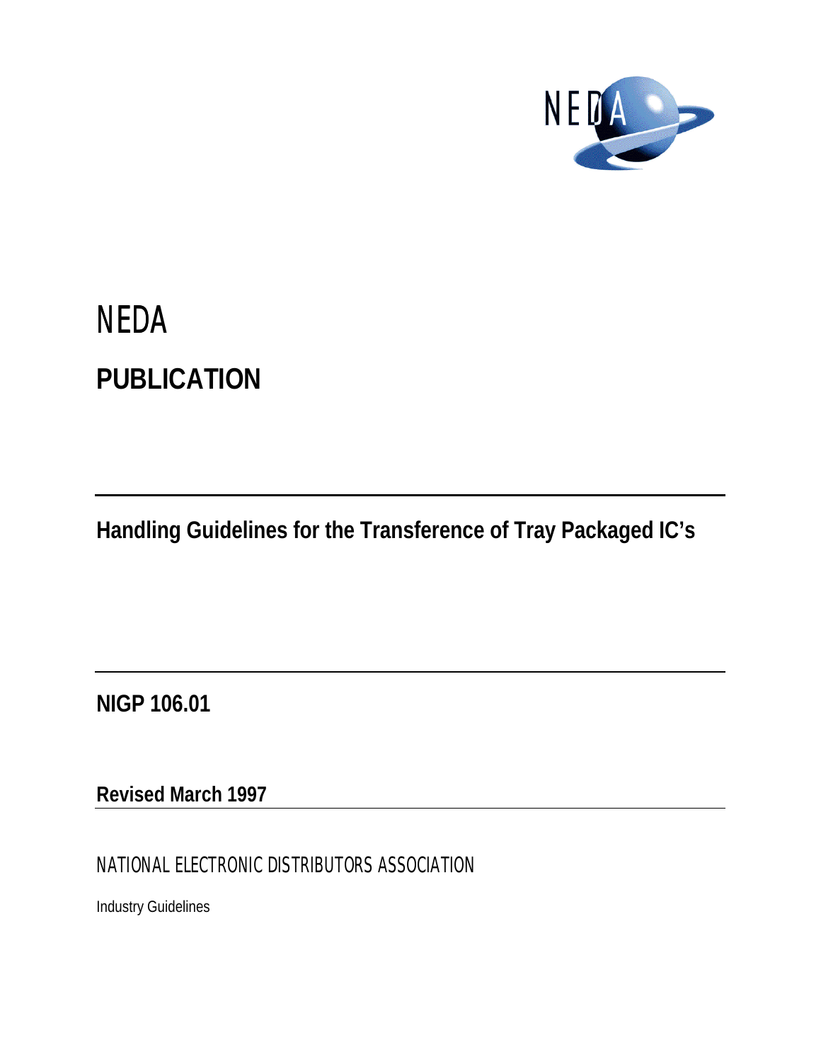# NEDA

## PUBLICATION

**Handling Guidelines for the Transference of Tray Packaged IC's**

**NIGP 106.01**

**Revised March 1997**

NATIONAL ELECTRONIC DISTRIBUTORS ASSOCIATION

Industry Guidelines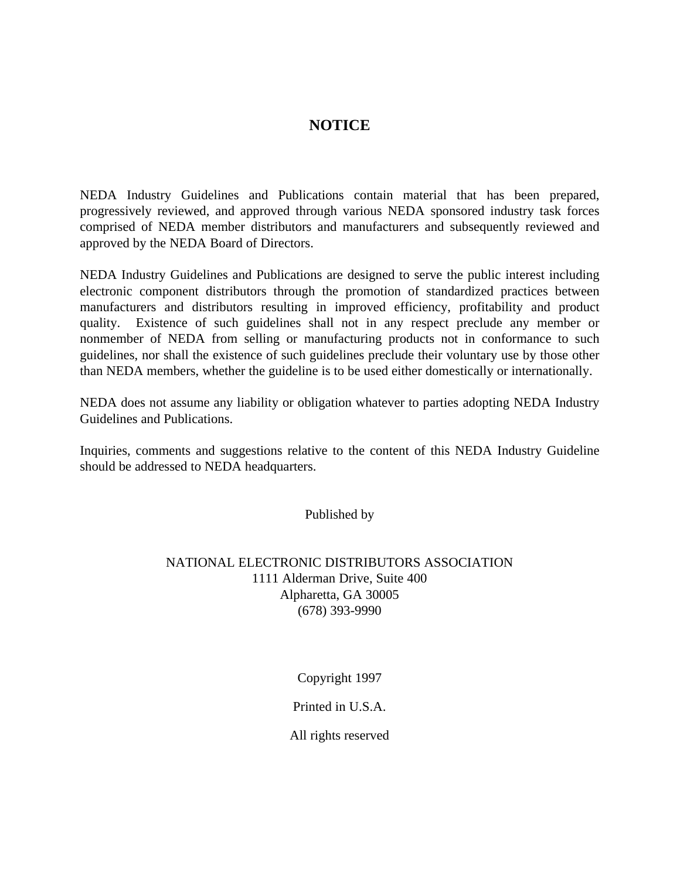# NOTICE

NEDA Industry Guidelines and Publications contain material that has been prepared, progressively reviewed, and approved through various NEDA sponsored industry task forces comprised of NEDA member distributors and manufacturers and subsequently reviewed and approved by the NEDA Board of Directors.

NEDA Industry Guidelines and Publications are designed to serve the public interest including electronic component distributors through the promotion of standardized practices between manufacturers and distributors resulting in improved efficiency, profitability and product quality. Existence of such guidelines shall not in any respect preclude any member or nonmember of NEDA from selling or manufacturing products not in conformance to such guidelines, nor shall the existence of such guidelines preclude their voluntary use by those other than NEDA members, whether the guideline is to be used either domestically or internationally.

NEDA does not assume any liability or obligation whatever to parties adopting NEDA Industry Guidelines and Publications.

Inquiries, comments and suggestions relative to the content of this NEDA Industry Guideline should be addressed to NEDA headquarters.

Published by

NATIONAL ELECTRONIC DISTRIBUTORS ASSOCIATION
1111 Alderman Drive, Suite 400
Alpharetta, GA 30005
(678) 393-9990

Copyright 1997

Printed in U.S.A.

All rights reserved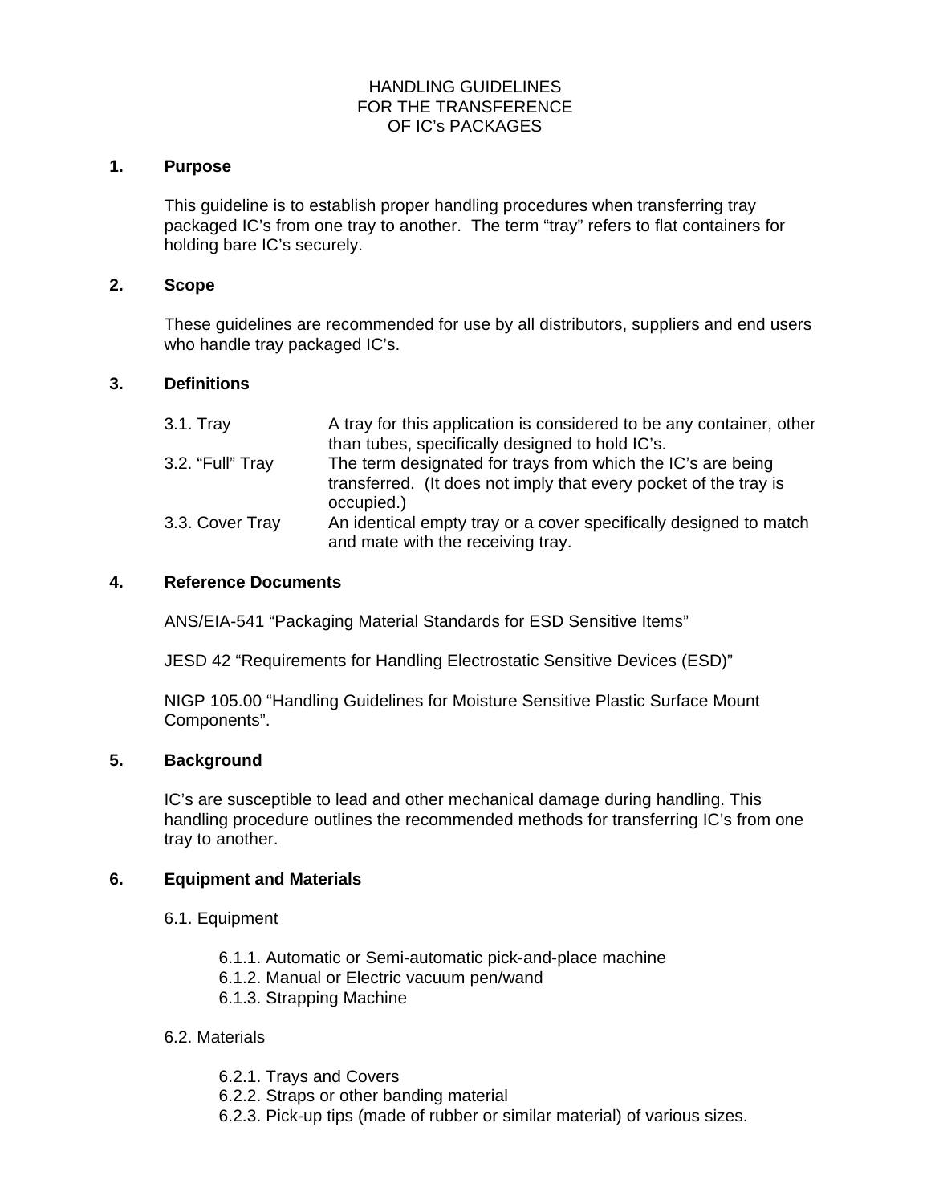# HANDLING GUIDELINES FOR THE TRANSFERENCE OF IC's PACKAGES

## 1. Purpose

This guideline is to establish proper handling procedures when transferring tray packaged IC's from one tray to another. The term "tray" refers to flat containers for holding bare IC's securely.

## 2. Scope

These guidelines are recommended for use by all distributors, suppliers and end users who handle tray packaged IC's.

## 3. Definitions

| | |
|---|---|
| 3.1. Tray | A tray for this application is considered to be any container, other than tubes, specifically designed to hold IC's. |
| 3.2. "Full" Tray | The term designated for trays from which the IC's are being transferred. (It does not imply that every pocket of the tray is occupied.) |
| 3.3. Cover Tray | An identical empty tray or a cover specifically designed to match and mate with the receiving tray. |

## 4. Reference Documents

ANS/EIA-541 "Packaging Material Standards for ESD Sensitive Items"

JESD 42 "Requirements for Handling Electrostatic Sensitive Devices (ESD)"

NIGP 105.00 "Handling Guidelines for Moisture Sensitive Plastic Surface Mount Components".

## 5. Background

IC's are susceptible to lead and other mechanical damage during handling. This handling procedure outlines the recommended methods for transferring IC's from one tray to another.

## 6. Equipment and Materials

6.1. Equipment

- 6.1.1. Automatic or Semi-automatic pick-and-place machine
- 6.1.2. Manual or Electric vacuum pen/wand
- 6.1.3. Strapping Machine

6.2. Materials

- 6.2.1. Trays and Covers
- 6.2.2. Straps or other banding material
- 6.2.3. Pick-up tips (made of rubber or similar material) of various sizes.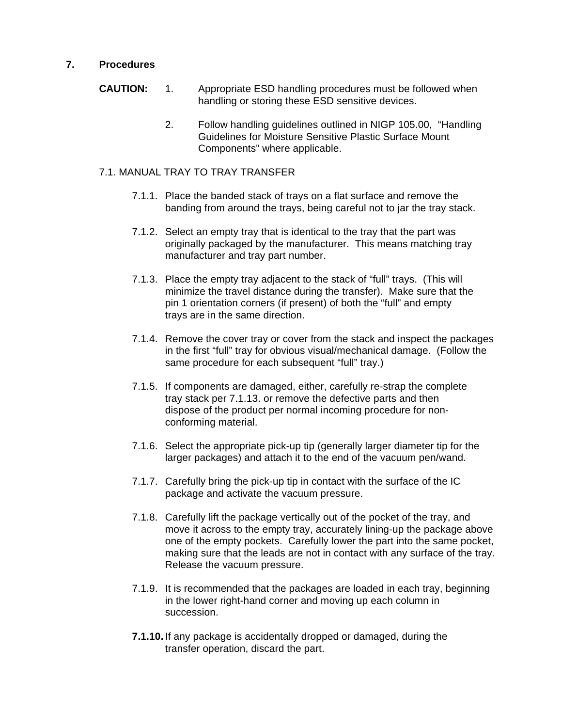## 7. Procedures

**CAUTION:**

1. Appropriate ESD handling procedures must be followed when handling or storing these ESD sensitive devices.

2. Follow handling guidelines outlined in NIGP 105.00, "Handling Guidelines for Moisture Sensitive Plastic Surface Mount Components" where applicable.

### 7.1. MANUAL TRAY TO TRAY TRANSFER

7.1.1. Place the banded stack of trays on a flat surface and remove the banding from around the trays, being careful not to jar the tray stack.

7.1.2. Select an empty tray that is identical to the tray that the part was originally packaged by the manufacturer. This means matching tray manufacturer and tray part number.

7.1.3. Place the empty tray adjacent to the stack of "full" trays. (This will minimize the travel distance during the transfer). Make sure that the pin 1 orientation corners (if present) of both the "full" and empty trays are in the same direction.

7.1.4. Remove the cover tray or cover from the stack and inspect the packages in the first "full" tray for obvious visual/mechanical damage. (Follow the same procedure for each subsequent "full" tray.)

7.1.5. If components are damaged, either, carefully re-strap the complete tray stack per 7.1.13. or remove the defective parts and then dispose of the product per normal incoming procedure for non-conforming material.

7.1.6. Select the appropriate pick-up tip (generally larger diameter tip for the larger packages) and attach it to the end of the vacuum pen/wand.

7.1.7. Carefully bring the pick-up tip in contact with the surface of the IC package and activate the vacuum pressure.

7.1.8. Carefully lift the package vertically out of the pocket of the tray, and move it across to the empty tray, accurately lining-up the package above one of the empty pockets. Carefully lower the part into the same pocket, making sure that the leads are not in contact with any surface of the tray. Release the vacuum pressure.

7.1.9. It is recommended that the packages are loaded in each tray, beginning in the lower right-hand corner and moving up each column in succession.

**7.1.10.** If any package is accidentally dropped or damaged, during the transfer operation, discard the part.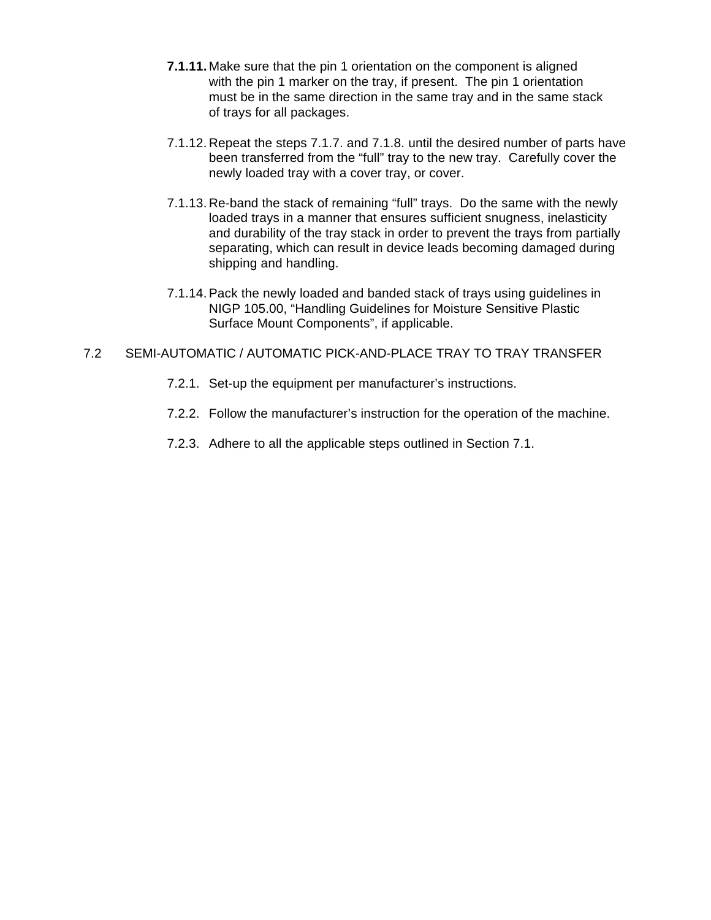**7.1.11.** Make sure that the pin 1 orientation on the component is aligned with the pin 1 marker on the tray, if present. The pin 1 orientation must be in the same direction in the same tray and in the same stack of trays for all packages.

7.1.12. Repeat the steps 7.1.7. and 7.1.8. until the desired number of parts have been transferred from the "full" tray to the new tray. Carefully cover the newly loaded tray with a cover tray, or cover.

7.1.13. Re-band the stack of remaining "full" trays. Do the same with the newly loaded trays in a manner that ensures sufficient snugness, inelasticity and durability of the tray stack in order to prevent the trays from partially separating, which can result in device leads becoming damaged during shipping and handling.

7.1.14. Pack the newly loaded and banded stack of trays using guidelines in NIGP 105.00, "Handling Guidelines for Moisture Sensitive Plastic Surface Mount Components", if applicable.

7.2 SEMI-AUTOMATIC / AUTOMATIC PICK-AND-PLACE TRAY TO TRAY TRANSFER

7.2.1. Set-up the equipment per manufacturer's instructions.

7.2.2. Follow the manufacturer's instruction for the operation of the machine.

7.2.3. Adhere to all the applicable steps outlined in Section 7.1.